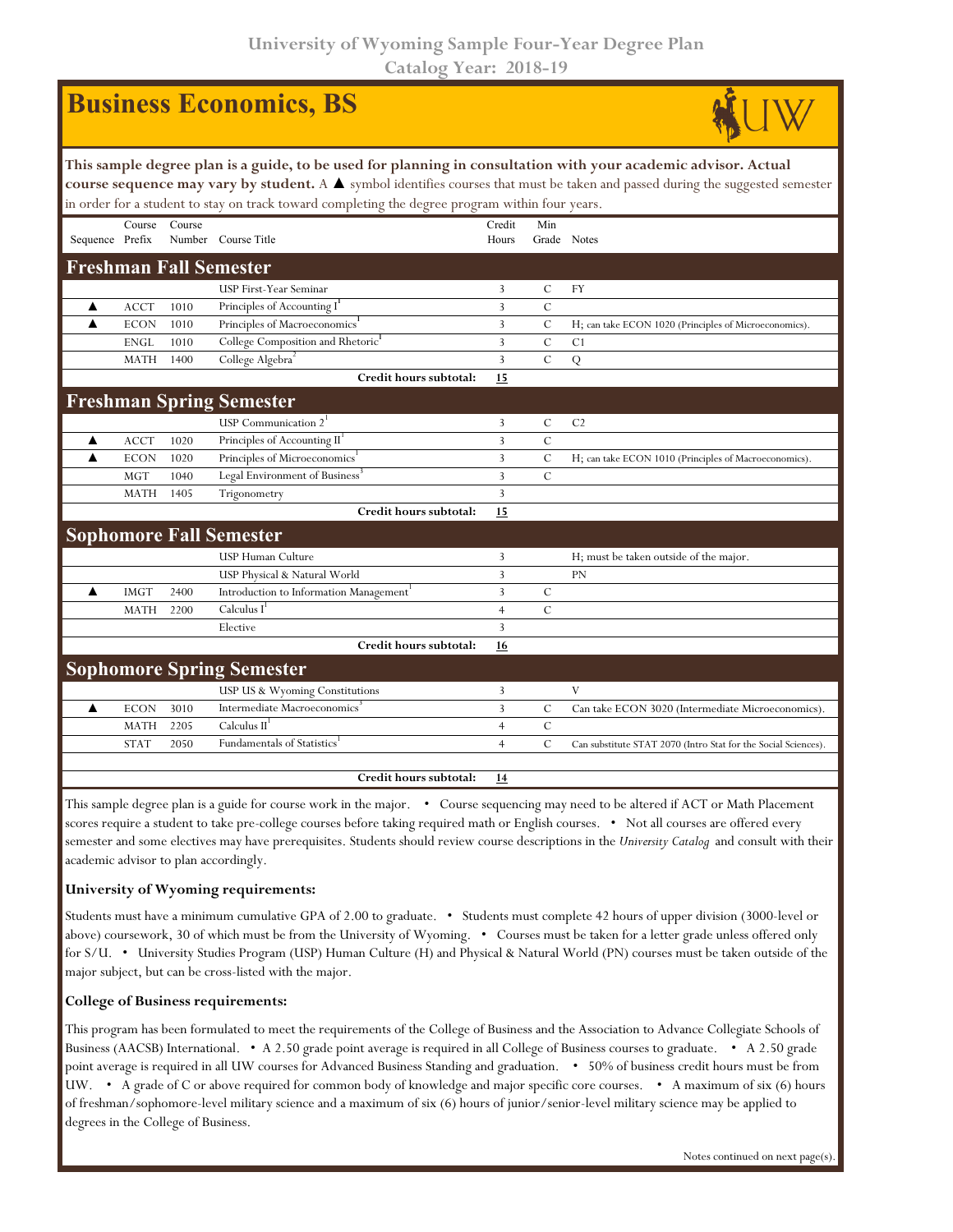University of Wyoming Sample Four-Year Degree Plan
Catalog Year: 2018-19

# Business Economics, BS

**This sample degree plan is a guide, to be used for planning in consultation with your academic advisor. Actual course sequence may vary by student.** A ▲ symbol identifies courses that must be taken and passed during the suggested semester in order for a student to stay on track toward completing the degree program within four years.

| Sequence | Course Prefix | Course Number | Course Title | Credit Hours | Min Grade | Notes |
|---|---|---|---|---|---|---|
| **Freshman Fall Semester** | | | | | | |
| | | | USP First-Year Seminar | 3 | C | FY |
| ▲ | ACCT | 1010 | Principles of Accounting I[1] | 3 | C | |
| ▲ | ECON | 1010 | Principles of Macroeconomics[1] | 3 | C | H; can take ECON 1020 (Principles of Microeconomics). |
| | ENGL | 1010 | College Composition and Rhetoric[1] | 3 | C | C1 |
| | MATH | 1400 | College Algebra[2] | 3 | C | Q |
| | | | **Credit hours subtotal:** | **15** | | |
| **Freshman Spring Semester** | | | | | | |
| | | | USP Communication 2[1] | 3 | C | C2 |
| ▲ | ACCT | 1020 | Principles of Accounting II[1] | 3 | C | |
| ▲ | ECON | 1020 | Principles of Microeconomics[1] | 3 | C | H; can take ECON 1010 (Principles of Macroeconomics). |
| | MGT | 1040 | Legal Environment of Business[3] | 3 | C | |
| | MATH | 1405 | Trigonometry | 3 | | |
| | | | **Credit hours subtotal:** | **15** | | |
| **Sophomore Fall Semester** | | | | | | |
| | | | USP Human Culture | 3 | | H; must be taken outside of the major. |
| | | | USP Physical & Natural World | 3 | | PN |
| ▲ | IMGT | 2400 | Introduction to Information Management[1] | 3 | C | |
| | MATH | 2200 | Calculus I[1] | 4 | C | |
| | | | Elective | 3 | | |
| | | | **Credit hours subtotal:** | **16** | | |
| **Sophomore Spring Semester** | | | | | | |
| | | | USP US & Wyoming Constitutions | 3 | | V |
| ▲ | ECON | 3010 | Intermediate Macroeconomics[3] | 3 | C | Can take ECON 3020 (Intermediate Microeconomics). |
| | MATH | 2205 | Calculus II[1] | 4 | C | |
| | STAT | 2050 | Fundamentals of Statistics[1] | 4 | C | Can substitute STAT 2070 (Intro Stat for the Social Sciences). |
| | | | **Credit hours subtotal:** | **14** | | |

This sample degree plan is a guide for course work in the major. • Course sequencing may need to be altered if ACT or Math Placement scores require a student to take pre-college courses before taking required math or English courses. • Not all courses are offered every semester and some electives may have prerequisites. Students should review course descriptions in the *University Catalog* and consult with their academic advisor to plan accordingly.

### University of Wyoming requirements:

Students must have a minimum cumulative GPA of 2.00 to graduate. • Students must complete 42 hours of upper division (3000-level or above) coursework, 30 of which must be from the University of Wyoming. • Courses must be taken for a letter grade unless offered only for S/U. • University Studies Program (USP) Human Culture (H) and Physical & Natural World (PN) courses must be taken outside of the major subject, but can be cross-listed with the major.

### College of Business requirements:

This program has been formulated to meet the requirements of the College of Business and the Association to Advance Collegiate Schools of Business (AACSB) International. • A 2.50 grade point average is required in all College of Business courses to graduate. • A 2.50 grade point average is required in all UW courses for Advanced Business Standing and graduation. • 50% of business credit hours must be from UW. • A grade of C or above required for common body of knowledge and major specific core courses. • A maximum of six (6) hours of freshman/sophomore-level military science and a maximum of six (6) hours of junior/senior-level military science may be applied to degrees in the College of Business.

Notes continued on next page(s).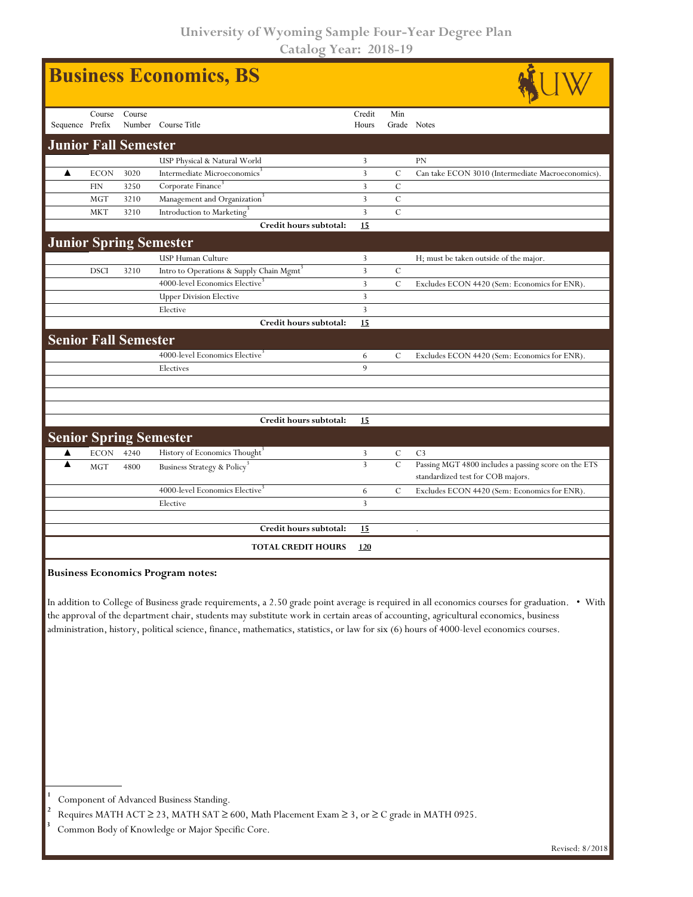# Business Economics, BS

| Sequence | Course Prefix | Course Number | Course Title | Credit Hours | Min Grade | Notes |
|---|---|---|---|---|---|---|
| **Junior Fall Semester** | | | | | | |
| | | | USP Physical & Natural World | 3 | | PN |
| ▲ | ECON | 3020 | Intermediate Microeconomics[3] | 3 | C | Can take ECON 3010 (Intermediate Macroeconomics). |
| | FIN | 3250 | Corporate Finance[3] | 3 | C | |
| | MGT | 3210 | Management and Organization[3] | 3 | C | |
| | MKT | 3210 | Introduction to Marketing[3] | 3 | C | |
| | | | **Credit hours subtotal:** | **15** | | |
| **Junior Spring Semester** | | | | | | |
| | | | USP Human Culture | 3 | | H; must be taken outside of the major. |
| | DSCI | 3210 | Intro to Operations & Supply Chain Mgmt[3] | 3 | C | |
| | | | 4000-level Economics Elective[3] | 3 | C | Excludes ECON 4420 (Sem: Economics for ENR). |
| | | | Upper Division Elective | 3 | | |
| | | | Elective | 3 | | |
| | | | **Credit hours subtotal:** | **15** | | |
| **Senior Fall Semester** | | | | | | |
| | | | 4000-level Economics Elective[3] | 6 | C | Excludes ECON 4420 (Sem: Economics for ENR). |
| | | | Electives | 9 | | |
| | | | **Credit hours subtotal:** | **15** | | |
| **Senior Spring Semester** | | | | | | |
| ▲ | ECON | 4240 | History of Economics Thought[3] | 3 | C | C3 |
| ▲ | MGT | 4800 | Business Strategy & Policy[3] | 3 | C | Passing MGT 4800 includes a passing score on the ETS standardized test for COB majors. |
| | | | 4000-level Economics Elective[3] | 6 | C | Excludes ECON 4420 (Sem: Economics for ENR). |
| | | | Elective | 3 | | |
| | | | **Credit hours subtotal:** | **15** | | . |
| | | | **TOTAL CREDIT HOURS** | **120** | | |

**Business Economics Program notes:**

In addition to College of Business grade requirements, a 2.50 grade point average is required in all economics courses for graduation. • With the approval of the department chair, students may substitute work in certain areas of accounting, agricultural economics, business administration, history, political science, finance, mathematics, statistics, or law for six (6) hours of 4000-level economics courses.

[1] Component of Advanced Business Standing.

[2] Requires MATH ACT ≥ 23, MATH SAT ≥ 600, Math Placement Exam ≥ 3, or ≥ C grade in MATH 0925.

[3] Common Body of Knowledge or Major Specific Core.

Revised: 8/2018